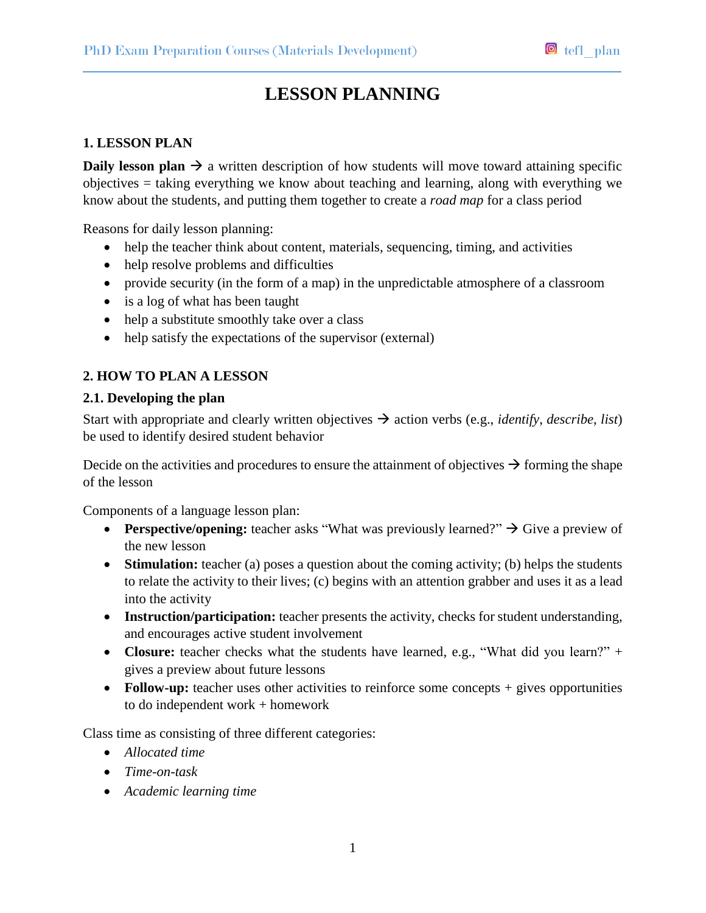# LESSON PLANNING

## 1. LESSON PLAN

**Daily lesson plan** → a written description of how students will move toward attaining specific objectives = taking everything we know about teaching and learning, along with everything we know about the students, and putting them together to create a *road map* for a class period

Reasons for daily lesson planning:

- help the teacher think about content, materials, sequencing, timing, and activities
- help resolve problems and difficulties
- provide security (in the form of a map) in the unpredictable atmosphere of a classroom
- is a log of what has been taught
- help a substitute smoothly take over a class
- help satisfy the expectations of the supervisor (external)

## 2. HOW TO PLAN A LESSON

### 2.1. Developing the plan

Start with appropriate and clearly written objectives → action verbs (e.g., *identify*, *describe*, *list*) be used to identify desired student behavior

Decide on the activities and procedures to ensure the attainment of objectives → forming the shape of the lesson

Components of a language lesson plan:

- **Perspective/opening:** teacher asks "What was previously learned?" → Give a preview of the new lesson
- **Stimulation:** teacher (a) poses a question about the coming activity; (b) helps the students to relate the activity to their lives; (c) begins with an attention grabber and uses it as a lead into the activity
- **Instruction/participation:** teacher presents the activity, checks for student understanding, and encourages active student involvement
- **Closure:** teacher checks what the students have learned, e.g., "What did you learn?" + gives a preview about future lessons
- **Follow-up:** teacher uses other activities to reinforce some concepts + gives opportunities to do independent work + homework

Class time as consisting of three different categories:

- *Allocated time*
- *Time-on-task*
- *Academic learning time*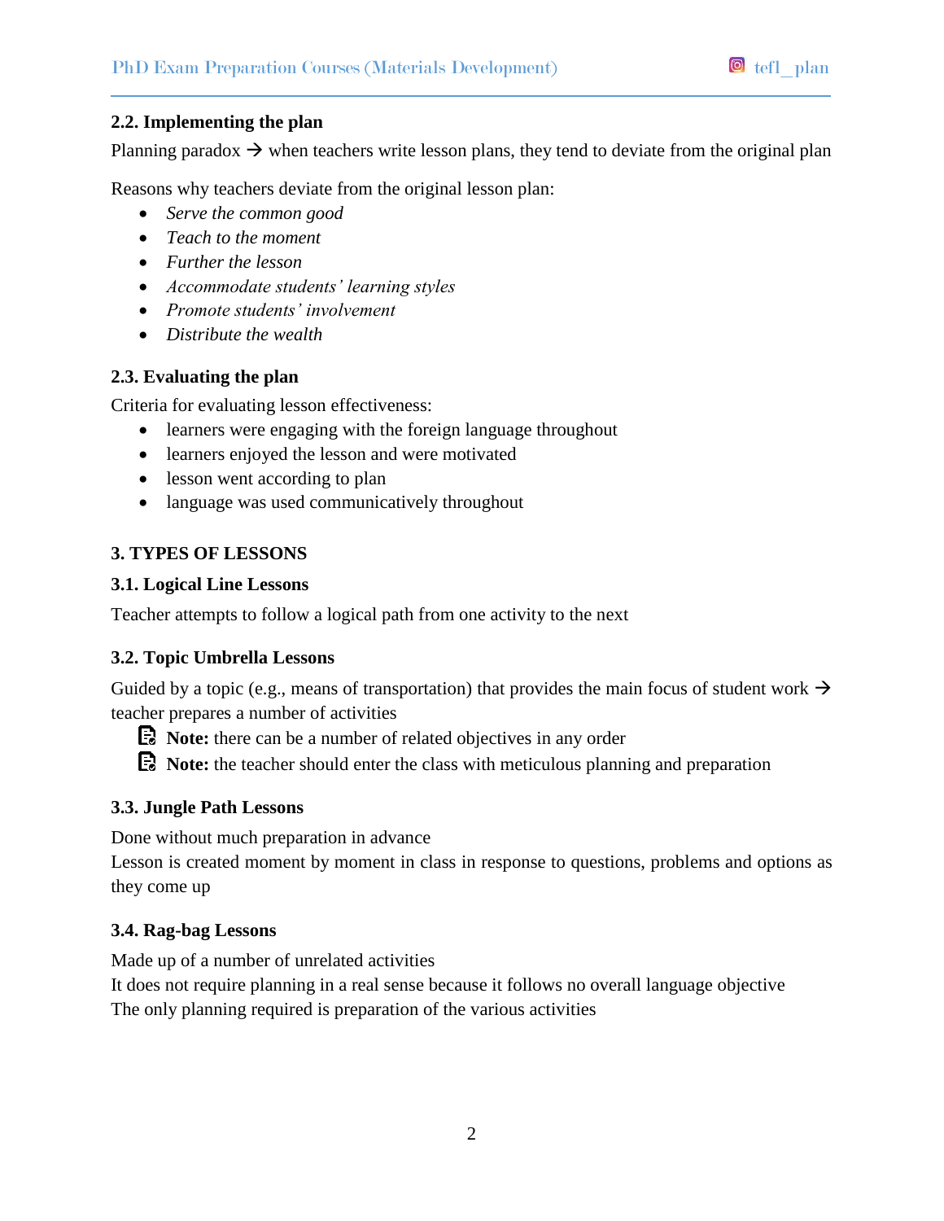### 2.2. Implementing the plan

Planning paradox → when teachers write lesson plans, they tend to deviate from the original plan

Reasons why teachers deviate from the original lesson plan:

- *Serve the common good*
- *Teach to the moment*
- *Further the lesson*
- *Accommodate students' learning styles*
- *Promote students' involvement*
- *Distribute the wealth*

### 2.3. Evaluating the plan

Criteria for evaluating lesson effectiveness:

- learners were engaging with the foreign language throughout
- learners enjoyed the lesson and were motivated
- lesson went according to plan
- language was used communicatively throughout

## 3. TYPES OF LESSONS

### 3.1. Logical Line Lessons

Teacher attempts to follow a logical path from one activity to the next

### 3.2. Topic Umbrella Lessons

Guided by a topic (e.g., means of transportation) that provides the main focus of student work → teacher prepares a number of activities

- **Note:** there can be a number of related objectives in any order
- **Note:** the teacher should enter the class with meticulous planning and preparation

### 3.3. Jungle Path Lessons

Done without much preparation in advance

Lesson is created moment by moment in class in response to questions, problems and options as they come up

### 3.4. Rag-bag Lessons

Made up of a number of unrelated activities

It does not require planning in a real sense because it follows no overall language objective

The only planning required is preparation of the various activities